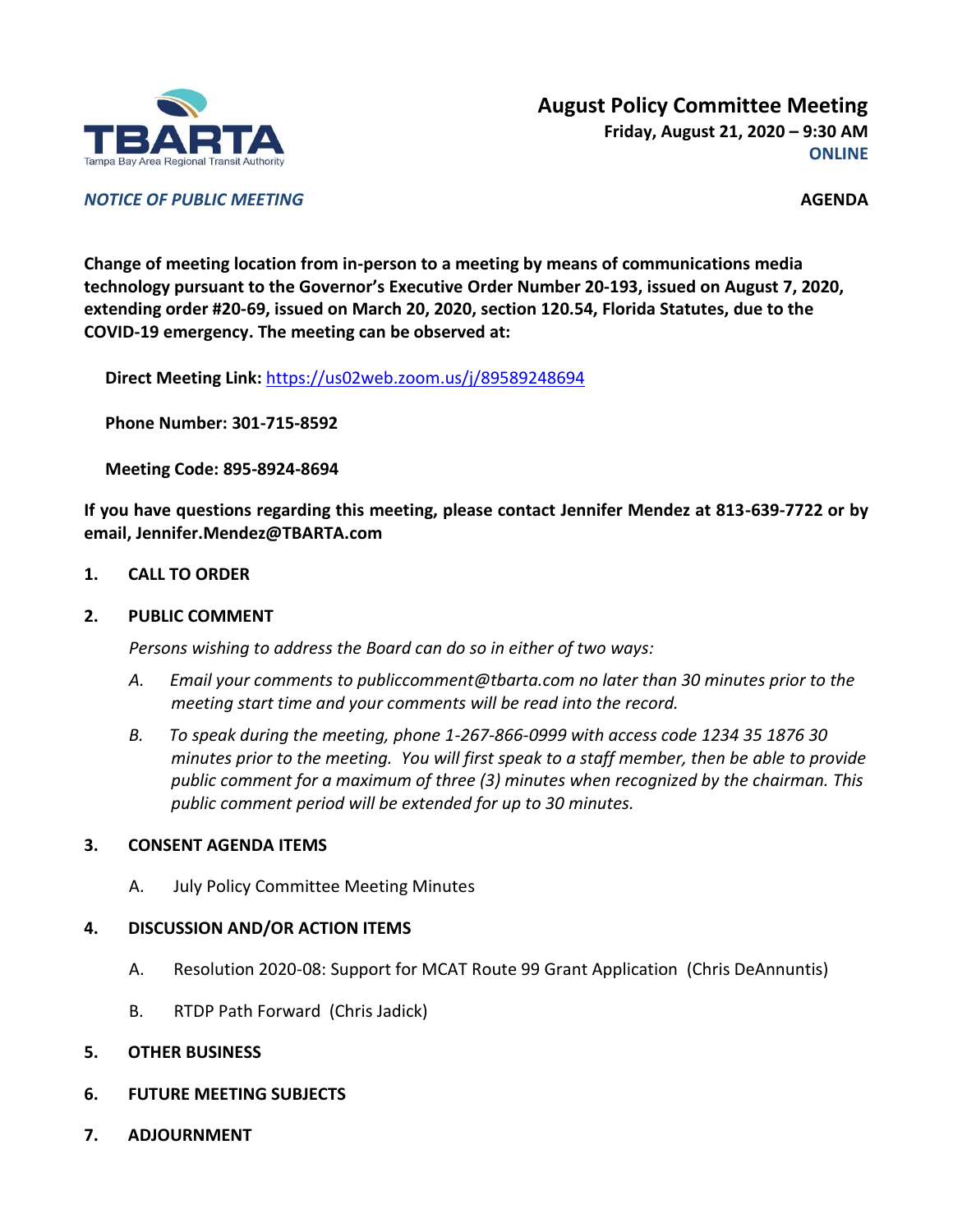TBARTA
Tampa Bay Area Regional Transit Authority

# August Policy Committee Meeting

**Friday, August 21, 2020 – 9:30 AM**
**ONLINE**

***NOTICE OF PUBLIC MEETING***

**AGENDA**

**Change of meeting location from in-person to a meeting by means of communications media technology pursuant to the Governor's Executive Order Number 20-193, issued on August 7, 2020, extending order #20-69, issued on March 20, 2020, section 120.54, Florida Statutes, due to the COVID-19 emergency. The meeting can be observed at:**

**Direct Meeting Link:** https://us02web.zoom.us/j/89589248694

**Phone Number: 301-715-8592**

**Meeting Code: 895-8924-8694**

**If you have questions regarding this meeting, please contact Jennifer Mendez at 813-639-7722 or by email, Jennifer.Mendez@TBARTA.com**

1. **CALL TO ORDER**

2. **PUBLIC COMMENT**

   *Persons wishing to address the Board can do so in either of two ways:*

   *A. Email your comments to publiccomment@tbarta.com no later than 30 minutes prior to the meeting start time and your comments will be read into the record.*

   *B. To speak during the meeting, phone 1-267-866-0999 with access code 1234 35 1876 30 minutes prior to the meeting. You will first speak to a staff member, then be able to provide public comment for a maximum of three (3) minutes when recognized by the chairman. This public comment period will be extended for up to 30 minutes.*

3. **CONSENT AGENDA ITEMS**

   A. July Policy Committee Meeting Minutes

4. **DISCUSSION AND/OR ACTION ITEMS**

   A. Resolution 2020-08: Support for MCAT Route 99 Grant Application (Chris DeAnnuntis)

   B. RTDP Path Forward (Chris Jadick)

5. **OTHER BUSINESS**

6. **FUTURE MEETING SUBJECTS**

7. **ADJOURNMENT**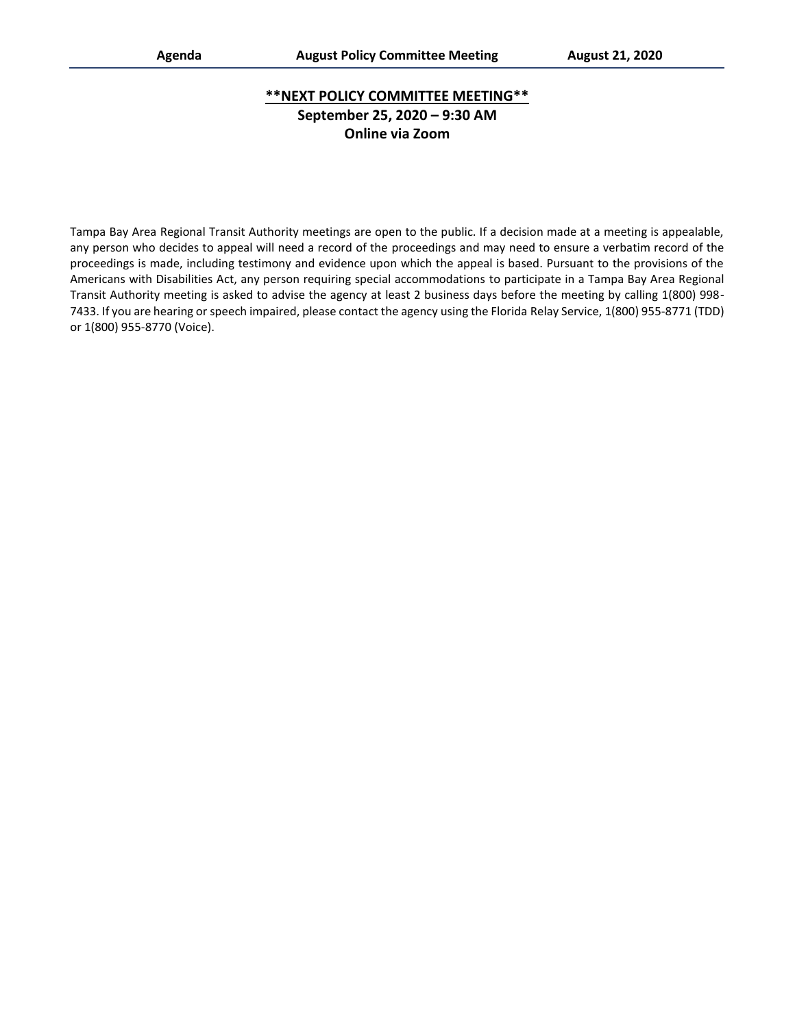**<u>\*\*NEXT POLICY COMMITTEE MEETING\*\*</u>**

**September 25, 2020 – 9:30 AM**

**Online via Zoom**

Tampa Bay Area Regional Transit Authority meetings are open to the public. If a decision made at a meeting is appealable, any person who decides to appeal will need a record of the proceedings and may need to ensure a verbatim record of the proceedings is made, including testimony and evidence upon which the appeal is based. Pursuant to the provisions of the Americans with Disabilities Act, any person requiring special accommodations to participate in a Tampa Bay Area Regional Transit Authority meeting is asked to advise the agency at least 2 business days before the meeting by calling 1(800) 998-7433. If you are hearing or speech impaired, please contact the agency using the Florida Relay Service, 1(800) 955-8771 (TDD) or 1(800) 955-8770 (Voice).